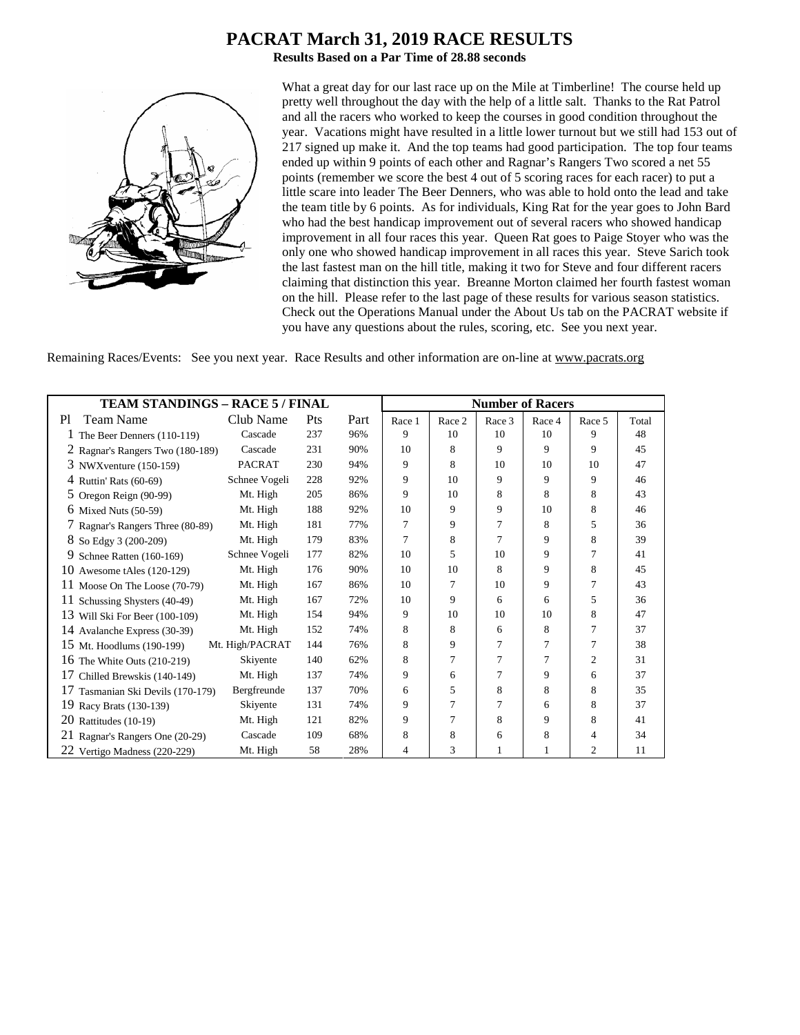# PACRAT March 31, 2019 RACE RESULTS

**Results Based on a Par Time of 28.88 seconds**

What a great day for our last race up on the Mile at Timberline! The course held up pretty well throughout the day with the help of a little salt. Thanks to the Rat Patrol and all the racers who worked to keep the courses in good condition throughout the year. Vacations might have resulted in a little lower turnout but we still had 153 out of 217 signed up make it. And the top teams had good participation. The top four teams ended up within 9 points of each other and Ragnar's Rangers Two scored a net 55 points (remember we score the best 4 out of 5 scoring races for each racer) to put a little scare into leader The Beer Denners, who was able to hold onto the lead and take the team title by 6 points. As for individuals, King Rat for the year goes to John Bard who had the best handicap improvement out of several racers who showed handicap improvement in all four races this year. Queen Rat goes to Paige Stoyer who was the only one who showed handicap improvement in all races this year. Steve Sarich took the last fastest man on the hill title, making it two for Steve and four different racers claiming that distinction this year. Breanne Morton claimed her fourth fastest woman on the hill. Please refer to the last page of these results for various season statistics. Check out the Operations Manual under the About Us tab on the PACRAT website if you have any questions about the rules, scoring, etc. See you next year.

Remaining Races/Events: See you next year. Race Results and other information are on-line at www.pacrats.org

| TEAM STANDINGS – RACE 5 / FINAL | | | | | Number of Racers | | | | | |
|---|---|---|---|---|---|---|---|---|---|---|
| Pl Team Name | Club Name | Pts | Part | Race 1 | Race 2 | Race 3 | Race 4 | Race 5 | Total |
| 1 The Beer Denners (110-119) | Cascade | 237 | 96% | 9 | 10 | 10 | 10 | 9 | 48 |
| 2 Ragnar's Rangers Two (180-189) | Cascade | 231 | 90% | 10 | 8 | 9 | 9 | 9 | 45 |
| 3 NWXventure (150-159) | PACRAT | 230 | 94% | 9 | 8 | 10 | 10 | 10 | 47 |
| 4 Ruttin' Rats (60-69) | Schnee Vogeli | 228 | 92% | 9 | 10 | 9 | 9 | 9 | 46 |
| 5 Oregon Reign (90-99) | Mt. High | 205 | 86% | 9 | 10 | 8 | 8 | 8 | 43 |
| 6 Mixed Nuts (50-59) | Mt. High | 188 | 92% | 10 | 9 | 9 | 10 | 8 | 46 |
| 7 Ragnar's Rangers Three (80-89) | Mt. High | 181 | 77% | 7 | 9 | 7 | 8 | 5 | 36 |
| 8 So Edgy 3 (200-209) | Mt. High | 179 | 83% | 7 | 8 | 7 | 9 | 8 | 39 |
| 9 Schnee Ratten (160-169) | Schnee Vogeli | 177 | 82% | 10 | 5 | 10 | 9 | 7 | 41 |
| 10 Awesome tAles (120-129) | Mt. High | 176 | 90% | 10 | 10 | 8 | 9 | 8 | 45 |
| 11 Moose On The Loose (70-79) | Mt. High | 167 | 86% | 10 | 7 | 10 | 9 | 7 | 43 |
| 11 Schussing Shysters (40-49) | Mt. High | 167 | 72% | 10 | 9 | 6 | 6 | 5 | 36 |
| 13 Will Ski For Beer (100-109) | Mt. High | 154 | 94% | 9 | 10 | 10 | 10 | 8 | 47 |
| 14 Avalanche Express (30-39) | Mt. High | 152 | 74% | 8 | 8 | 6 | 8 | 7 | 37 |
| 15 Mt. Hoodlums (190-199) | Mt. High/PACRAT | 144 | 76% | 8 | 9 | 7 | 7 | 7 | 38 |
| 16 The White Outs (210-219) | Skiyente | 140 | 62% | 8 | 7 | 7 | 7 | 2 | 31 |
| 17 Chilled Brewskis (140-149) | Mt. High | 137 | 74% | 9 | 6 | 7 | 9 | 6 | 37 |
| 17 Tasmanian Ski Devils (170-179) | Bergfreunde | 137 | 70% | 6 | 5 | 8 | 8 | 8 | 35 |
| 19 Racy Brats (130-139) | Skiyente | 131 | 74% | 9 | 7 | 7 | 6 | 8 | 37 |
| 20 Rattitudes (10-19) | Mt. High | 121 | 82% | 9 | 7 | 8 | 9 | 8 | 41 |
| 21 Ragnar's Rangers One (20-29) | Cascade | 109 | 68% | 8 | 8 | 6 | 8 | 4 | 34 |
| 22 Vertigo Madness (220-229) | Mt. High | 58 | 28% | 4 | 3 | 1 | 1 | 2 | 11 |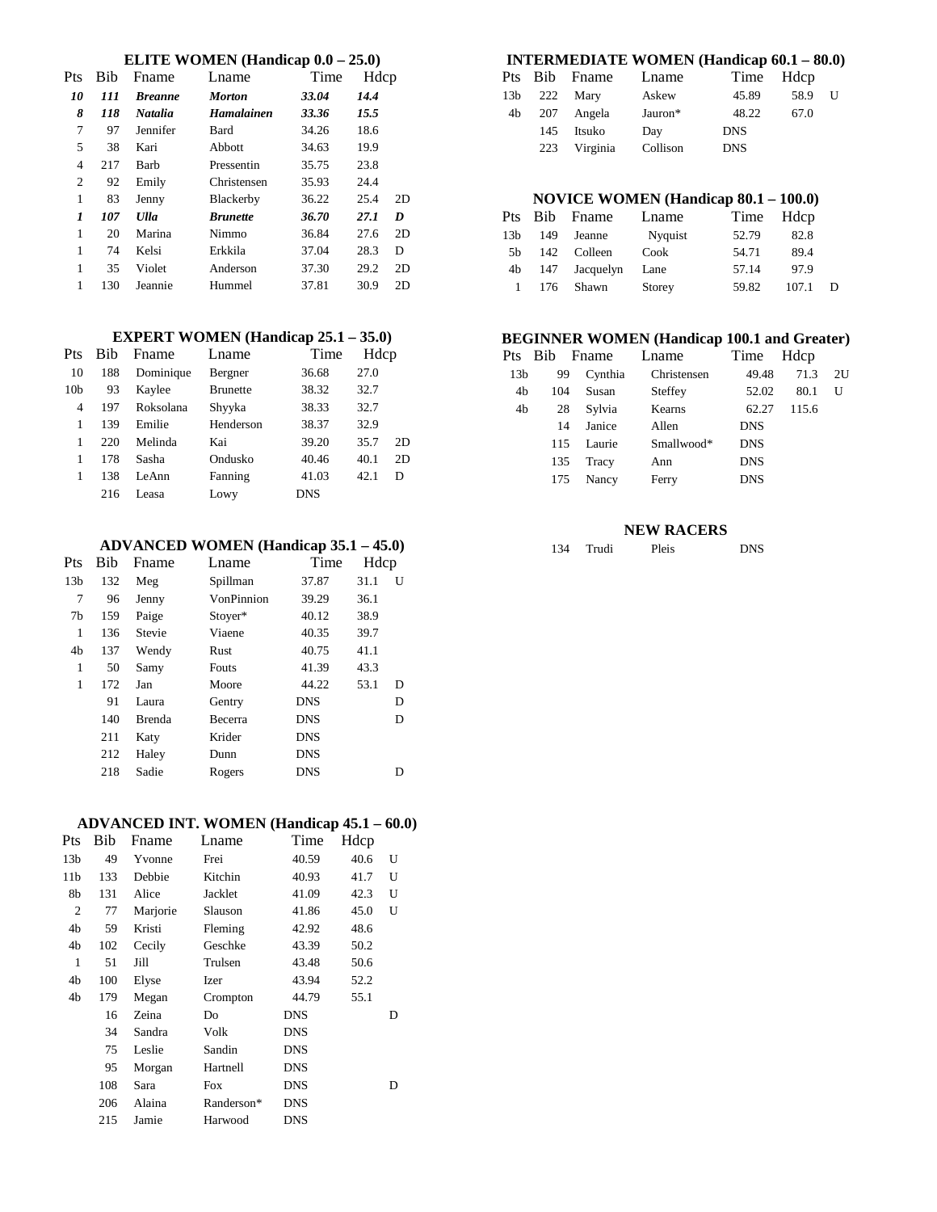### ELITE WOMEN (Handicap 0.0 – 25.0)

| Pts | Bib | Fname | Lname | Time | Hdcp | |
|---|---|---|---|---|---|---|
| ***10*** | ***111*** | ***Breanne*** | ***Morton*** | ***33.04*** | ***14.4*** | |
| ***8*** | ***118*** | ***Natalia*** | ***Hamalainen*** | ***33.36*** | ***15.5*** | |
| 7 | 97 | Jennifer | Bard | 34.26 | 18.6 | |
| 5 | 38 | Kari | Abbott | 34.63 | 19.9 | |
| 4 | 217 | Barb | Pressentin | 35.75 | 23.8 | |
| 2 | 92 | Emily | Christensen | 35.93 | 24.4 | |
| 1 | 83 | Jenny | Blackerby | 36.22 | 25.4 | 2D |
| ***1*** | ***107*** | ***Ulla*** | ***Brunette*** | ***36.70*** | ***27.1*** | ***D*** |
| 1 | 20 | Marina | Nimmo | 36.84 | 27.6 | 2D |
| 1 | 74 | Kelsi | Erkkila | 37.04 | 28.3 | D |
| 1 | 35 | Violet | Anderson | 37.30 | 29.2 | 2D |
| 1 | 130 | Jeannie | Hummel | 37.81 | 30.9 | 2D |

### EXPERT WOMEN (Handicap 25.1 – 35.0)

| Pts | Bib | Fname | Lname | Time | Hdcp | |
|---|---|---|---|---|---|---|
| 10 | 188 | Dominique | Bergner | 36.68 | 27.0 | |
| 10b | 93 | Kaylee | Brunette | 38.32 | 32.7 | |
| 4 | 197 | Roksolana | Shyyka | 38.33 | 32.7 | |
| 1 | 139 | Emilie | Henderson | 38.37 | 32.9 | |
| 1 | 220 | Melinda | Kai | 39.20 | 35.7 | 2D |
| 1 | 178 | Sasha | Ondusko | 40.46 | 40.1 | 2D |
| 1 | 138 | LeAnn | Fanning | 41.03 | 42.1 | D |
| | 216 | Leasa | Lowy | DNS | | |

### ADVANCED WOMEN (Handicap 35.1 – 45.0)

| Pts | Bib | Fname | Lname | Time | Hdcp | |
|---|---|---|---|---|---|---|
| 13b | 132 | Meg | Spillman | 37.87 | 31.1 | U |
| 7 | 96 | Jenny | VonPinnion | 39.29 | 36.1 | |
| 7b | 159 | Paige | Stoyer* | 40.12 | 38.9 | |
| 1 | 136 | Stevie | Viaene | 40.35 | 39.7 | |
| 4b | 137 | Wendy | Rust | 40.75 | 41.1 | |
| 1 | 50 | Samy | Fouts | 41.39 | 43.3 | |
| 1 | 172 | Jan | Moore | 44.22 | 53.1 | D |
| | 91 | Laura | Gentry | DNS | | D |
| | 140 | Brenda | Becerra | DNS | | D |
| | 211 | Katy | Krider | DNS | | |
| | 212 | Haley | Dunn | DNS | | |
| | 218 | Sadie | Rogers | DNS | | D |

### ADVANCED INT. WOMEN (Handicap 45.1 – 60.0)

| Pts | Bib | Fname | Lname | Time | Hdcp | |
|---|---|---|---|---|---|---|
| 13b | 49 | Yvonne | Frei | 40.59 | 40.6 | U |
| 11b | 133 | Debbie | Kitchin | 40.93 | 41.7 | U |
| 8b | 131 | Alice | Jacklet | 41.09 | 42.3 | U |
| 2 | 77 | Marjorie | Slauson | 41.86 | 45.0 | U |
| 4b | 59 | Kristi | Fleming | 42.92 | 48.6 | |
| 4b | 102 | Cecily | Geschke | 43.39 | 50.2 | |
| 1 | 51 | Jill | Trulsen | 43.48 | 50.6 | |
| 4b | 100 | Elyse | Izer | 43.94 | 52.2 | |
| 4b | 179 | Megan | Crompton | 44.79 | 55.1 | |
| | 16 | Zeina | Do | DNS | | D |
| | 34 | Sandra | Volk | DNS | | |
| | 75 | Leslie | Sandin | DNS | | |
| | 95 | Morgan | Hartnell | DNS | | |
| | 108 | Sara | Fox | DNS | | D |
| | 206 | Alaina | Randerson* | DNS | | |
| | 215 | Jamie | Harwood | DNS | | |

### INTERMEDIATE WOMEN (Handicap 60.1 – 80.0)

| Pts | Bib | Fname | Lname | Time | Hdcp | |
|---|---|---|---|---|---|---|
| 13b | 222 | Mary | Askew | 45.89 | 58.9 | U |
| 4b | 207 | Angela | Jauron* | 48.22 | 67.0 | |
| | 145 | Itsuko | Day | DNS | | |
| | 223 | Virginia | Collison | DNS | | |

### NOVICE WOMEN (Handicap 80.1 – 100.0)

| Pts | Bib | Fname | Lname | Time | Hdcp | |
|---|---|---|---|---|---|---|
| 13b | 149 | Jeanne | Nyquist | 52.79 | 82.8 | |
| 5b | 142 | Colleen | Cook | 54.71 | 89.4 | |
| 4b | 147 | Jacquelyn | Lane | 57.14 | 97.9 | |
| 1 | 176 | Shawn | Storey | 59.82 | 107.1 | D |

### BEGINNER WOMEN (Handicap 100.1 and Greater)

| Pts | Bib | Fname | Lname | Time | Hdcp | |
|---|---|---|---|---|---|---|
| 13b | 99 | Cynthia | Christensen | 49.48 | 71.3 | 2U |
| 4b | 104 | Susan | Steffey | 52.02 | 80.1 | U |
| 4b | 28 | Sylvia | Kearns | 62.27 | 115.6 | |
| | 14 | Janice | Allen | DNS | | |
| | 115 | Laurie | Smallwood* | DNS | | |
| | 135 | Tracy | Ann | DNS | | |
| | 175 | Nancy | Ferry | DNS | | |

### NEW RACERS

| Bib | Fname | Lname | Time |
|---|---|---|---|
| 134 | Trudi | Pleis | DNS |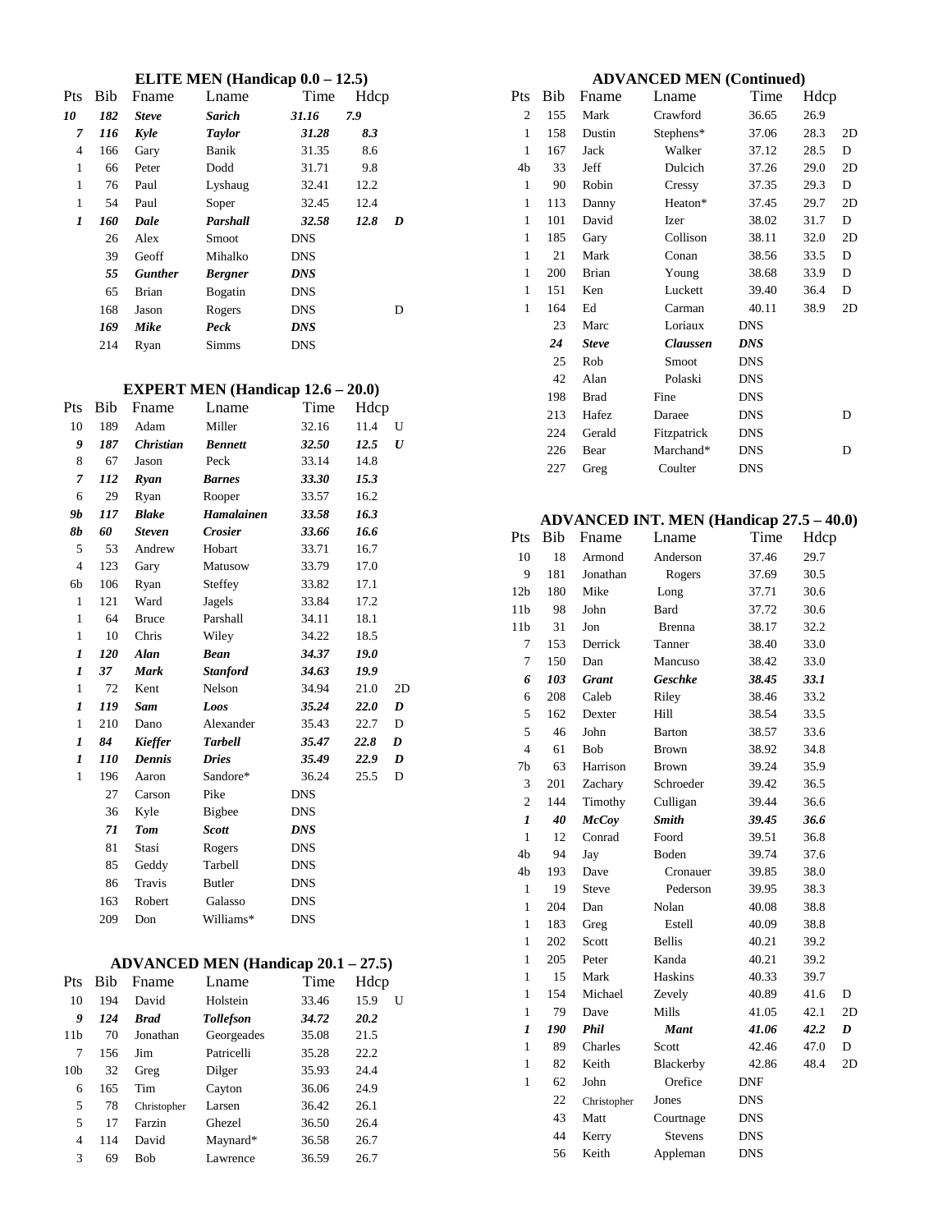## ELITE MEN (Handicap 0.0 – 12.5)

| Pts | Bib | Fname | Lname | Time | Hdcp | |
|---|---|---|---|---|---|---|
| ***10*** | ***182*** | ***Steve*** | ***Sarich*** | ***31.16*** | ***7.9*** | |
| ***7*** | ***116*** | ***Kyle*** | ***Taylor*** | ***31.28*** | ***8.3*** | |
| 4 | 166 | Gary | Banik | 31.35 | 8.6 | |
| 1 | 66 | Peter | Dodd | 31.71 | 9.8 | |
| 1 | 76 | Paul | Lyshaug | 32.41 | 12.2 | |
| 1 | 54 | Paul | Soper | 32.45 | 12.4 | |
| ***1*** | ***160*** | ***Dale*** | ***Parshall*** | ***32.58*** | ***12.8*** | ***D*** |
| | 26 | Alex | Smoot | DNS | | |
| | 39 | Geoff | Mihalko | DNS | | |
| | ***55*** | ***Gunther*** | ***Bergner*** | ***DNS*** | | |
| | 65 | Brian | Bogatin | DNS | | |
| | 168 | Jason | Rogers | DNS | | D |
| | ***169*** | ***Mike*** | ***Peck*** | ***DNS*** | | |
| | 214 | Ryan | Simms | DNS | | |

## EXPERT MEN (Handicap 12.6 – 20.0)

| Pts | Bib | Fname | Lname | Time | Hdcp | |
|---|---|---|---|---|---|---|
| 10 | 189 | Adam | Miller | 32.16 | 11.4 | U |
| ***9*** | ***187*** | ***Christian*** | ***Bennett*** | ***32.50*** | ***12.5*** | ***U*** |
| 8 | 67 | Jason | Peck | 33.14 | 14.8 | |
| ***7*** | ***112*** | ***Ryan*** | ***Barnes*** | ***33.30*** | ***15.3*** | |
| 6 | 29 | Ryan | Rooper | 33.57 | 16.2 | |
| ***9b*** | ***117*** | ***Blake*** | ***Hamalainen*** | ***33.58*** | ***16.3*** | |
| ***8b*** | ***60*** | ***Steven*** | ***Crosier*** | ***33.66*** | ***16.6*** | |
| 5 | 53 | Andrew | Hobart | 33.71 | 16.7 | |
| 4 | 123 | Gary | Matusow | 33.79 | 17.0 | |
| 6b | 106 | Ryan | Steffey | 33.82 | 17.1 | |
| 1 | 121 | Ward | Jagels | 33.84 | 17.2 | |
| 1 | 64 | Bruce | Parshall | 34.11 | 18.1 | |
| 1 | 10 | Chris | Wiley | 34.22 | 18.5 | |
| ***1*** | ***120*** | ***Alan*** | ***Bean*** | ***34.37*** | ***19.0*** | |
| ***1*** | ***37*** | ***Mark*** | ***Stanford*** | ***34.63*** | ***19.9*** | |
| 1 | 72 | Kent | Nelson | 34.94 | 21.0 | 2D |
| ***1*** | ***119*** | ***Sam*** | ***Loos*** | ***35.24*** | ***22.0*** | ***D*** |
| 1 | 210 | Dano | Alexander | 35.43 | 22.7 | D |
| ***1*** | ***84*** | ***Kieffer*** | ***Tarbell*** | ***35.47*** | ***22.8*** | ***D*** |
| ***1*** | ***110*** | ***Dennis*** | ***Dries*** | ***35.49*** | ***22.9*** | ***D*** |
| 1 | 196 | Aaron | Sandore* | 36.24 | 25.5 | D |
| | 27 | Carson | Pike | DNS | | |
| | 36 | Kyle | Bigbee | DNS | | |
| | ***71*** | ***Tom*** | ***Scott*** | ***DNS*** | | |
| | 81 | Stasi | Rogers | DNS | | |
| | 85 | Geddy | Tarbell | DNS | | |
| | 86 | Travis | Butler | DNS | | |
| | 163 | Robert | Galasso | DNS | | |
| | 209 | Don | Williams* | DNS | | |

## ADVANCED MEN (Handicap 20.1 – 27.5)

| Pts | Bib | Fname | Lname | Time | Hdcp | |
|---|---|---|---|---|---|---|
| 10 | 194 | David | Holstein | 33.46 | 15.9 | U |
| ***9*** | ***124*** | ***Brad*** | ***Tollefson*** | ***34.72*** | ***20.2*** | |
| 11b | 70 | Jonathan | Georgeades | 35.08 | 21.5 | |
| 7 | 156 | Jim | Patricelli | 35.28 | 22.2 | |
| 10b | 32 | Greg | Dilger | 35.93 | 24.4 | |
| 6 | 165 | Tim | Cayton | 36.06 | 24.9 | |
| 5 | 78 | Christopher | Larsen | 36.42 | 26.1 | |
| 5 | 17 | Farzin | Ghezel | 36.50 | 26.4 | |
| 4 | 114 | David | Maynard* | 36.58 | 26.7 | |
| 3 | 69 | Bob | Lawrence | 36.59 | 26.7 | |

## ADVANCED MEN (Continued)

| Pts | Bib | Fname | Lname | Time | Hdcp | |
|---|---|---|---|---|---|---|
| 2 | 155 | Mark | Crawford | 36.65 | 26.9 | |
| 1 | 158 | Dustin | Stephens* | 37.06 | 28.3 | 2D |
| 1 | 167 | Jack | Walker | 37.12 | 28.5 | D |
| 4b | 33 | Jeff | Dulcich | 37.26 | 29.0 | 2D |
| 1 | 90 | Robin | Cressy | 37.35 | 29.3 | D |
| 1 | 113 | Danny | Heaton* | 37.45 | 29.7 | 2D |
| 1 | 101 | David | Izer | 38.02 | 31.7 | D |
| 1 | 185 | Gary | Collison | 38.11 | 32.0 | 2D |
| 1 | 21 | Mark | Conan | 38.56 | 33.5 | D |
| 1 | 200 | Brian | Young | 38.68 | 33.9 | D |
| 1 | 151 | Ken | Luckett | 39.40 | 36.4 | D |
| 1 | 164 | Ed | Carman | 40.11 | 38.9 | 2D |
| | 23 | Marc | Loriaux | DNS | | |
| | ***24*** | ***Steve*** | ***Claussen*** | ***DNS*** | | |
| | 25 | Rob | Smoot | DNS | | |
| | 42 | Alan | Polaski | DNS | | |
| | 198 | Brad | Fine | DNS | | |
| | 213 | Hafez | Daraee | DNS | | D |
| | 224 | Gerald | Fitzpatrick | DNS | | |
| | 226 | Bear | Marchand* | DNS | | D |
| | 227 | Greg | Coulter | DNS | | |

## ADVANCED INT. MEN (Handicap 27.5 – 40.0)

| Pts | Bib | Fname | Lname | Time | Hdcp | |
|---|---|---|---|---|---|---|
| 10 | 18 | Armond | Anderson | 37.46 | 29.7 | |
| 9 | 181 | Jonathan | Rogers | 37.69 | 30.5 | |
| 12b | 180 | Mike | Long | 37.71 | 30.6 | |
| 11b | 98 | John | Bard | 37.72 | 30.6 | |
| 11b | 31 | Jon | Brenna | 38.17 | 32.2 | |
| 7 | 153 | Derrick | Tanner | 38.40 | 33.0 | |
| 7 | 150 | Dan | Mancuso | 38.42 | 33.0 | |
| ***6*** | ***103*** | ***Grant*** | ***Geschke*** | ***38.45*** | ***33.1*** | |
| 6 | 208 | Caleb | Riley | 38.46 | 33.2 | |
| 5 | 162 | Dexter | Hill | 38.54 | 33.5 | |
| 5 | 46 | John | Barton | 38.57 | 33.6 | |
| 4 | 61 | Bob | Brown | 38.92 | 34.8 | |
| 7b | 63 | Harrison | Brown | 39.24 | 35.9 | |
| 3 | 201 | Zachary | Schroeder | 39.42 | 36.5 | |
| 2 | 144 | Timothy | Culligan | 39.44 | 36.6 | |
| ***1*** | ***40*** | ***McCoy*** | ***Smith*** | ***39.45*** | ***36.6*** | |
| 1 | 12 | Conrad | Foord | 39.51 | 36.8 | |
| 4b | 94 | Jay | Boden | 39.74 | 37.6 | |
| 4b | 193 | Dave | Cronauer | 39.85 | 38.0 | |
| 1 | 19 | Steve | Pederson | 39.95 | 38.3 | |
| 1 | 204 | Dan | Nolan | 40.08 | 38.8 | |
| 1 | 183 | Greg | Estell | 40.09 | 38.8 | |
| 1 | 202 | Scott | Bellis | 40.21 | 39.2 | |
| 1 | 205 | Peter | Kanda | 40.21 | 39.2 | |
| 1 | 15 | Mark | Haskins | 40.33 | 39.7 | |
| 1 | 154 | Michael | Zevely | 40.89 | 41.6 | D |
| 1 | 79 | Dave | Mills | 41.05 | 42.1 | 2D |
| ***1*** | ***190*** | ***Phil*** | ***Mant*** | ***41.06*** | ***42.2*** | ***D*** |
| 1 | 89 | Charles | Scott | 42.46 | 47.0 | D |
| 1 | 82 | Keith | Blackerby | 42.86 | 48.4 | 2D |
| 1 | 62 | John | Orefice | DNF | | |
| | 22 | Christopher | Jones | DNS | | |
| | 43 | Matt | Courtnage | DNS | | |
| | 44 | Kerry | Stevens | DNS | | |
| | 56 | Keith | Appleman | DNS | | |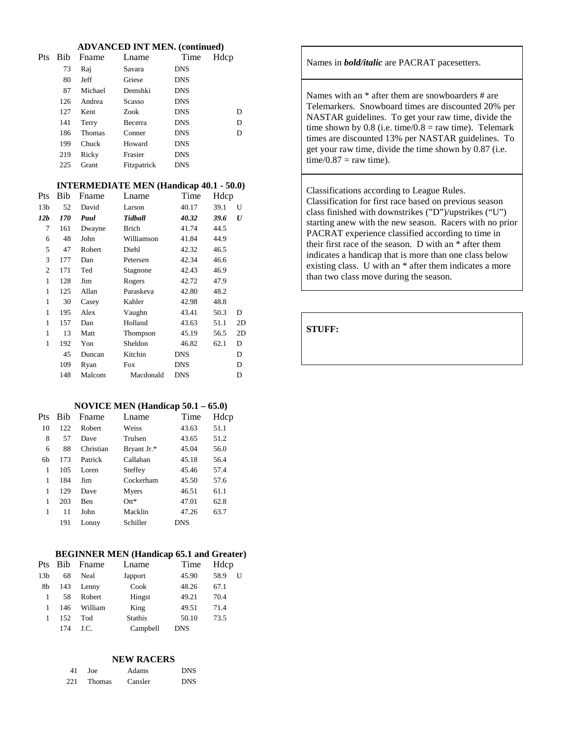### ADVANCED INT MEN. (continued)

| Pts | Bib | Fname | Lname | Time | Hdcp | |
|---|---|---|---|---|---|---|
| | 73 | Raj | Savara | DNS | | |
| | 80 | Jeff | Griese | DNS | | |
| | 87 | Michael | Demshki | DNS | | |
| | 126 | Andrea | Scasso | DNS | | |
| | 127 | Kent | Zook | DNS | | D |
| | 141 | Terry | Becerra | DNS | | D |
| | 186 | Thomas | Conner | DNS | | D |
| | 199 | Chuck | Howard | DNS | | |
| | 219 | Ricky | Frasier | DNS | | |
| | 225 | Grant | Fitzpatrick | DNS | | |

### INTERMEDIATE MEN (Handicap 40.1 - 50.0)

| Pts | Bib | Fname | Lname | Time | Hdcp | |
|---|---|---|---|---|---|---|
| 13b | 52 | David | Larson | 40.17 | 39.1 | U |
| ***12b*** | ***170*** | ***Paul*** | ***Tidball*** | ***40.32*** | ***39.6*** | ***U*** |
| 7 | 161 | Dwayne | Brich | 41.74 | 44.5 | |
| 6 | 48 | John | Williamson | 41.84 | 44.9 | |
| 5 | 47 | Robert | Diehl | 42.32 | 46.5 | |
| 3 | 177 | Dan | Petersen | 42.34 | 46.6 | |
| 2 | 171 | Ted | Stagnone | 42.43 | 46.9 | |
| 1 | 128 | Jim | Rogers | 42.72 | 47.9 | |
| 1 | 125 | Allan | Paraskeva | 42.80 | 48.2 | |
| 1 | 30 | Casey | Kahler | 42.98 | 48.8 | |
| 1 | 195 | Alex | Vaughn | 43.41 | 50.3 | D |
| 1 | 157 | Dan | Holland | 43.63 | 51.1 | 2D |
| 1 | 13 | Matt | Thompson | 45.19 | 56.5 | 2D |
| 1 | 192 | Yon | Sheldon | 46.82 | 62.1 | D |
| | 45 | Duncan | Kitchin | DNS | | D |
| | 109 | Ryan | Fox | DNS | | D |
| | 148 | Malcom | Macdonald | DNS | | D |

### NOVICE MEN (Handicap 50.1 – 65.0)

| Pts | Bib | Fname | Lname | Time | Hdcp |
|---|---|---|---|---|---|
| 10 | 122 | Robert | Weiss | 43.63 | 51.1 |
| 8 | 57 | Dave | Trulsen | 43.65 | 51.2 |
| 6 | 88 | Christian | Bryant Jr.* | 45.04 | 56.0 |
| 6b | 173 | Patrick | Callahan | 45.18 | 56.4 |
| 1 | 105 | Loren | Steffey | 45.46 | 57.4 |
| 1 | 184 | Jim | Cockerham | 45.50 | 57.6 |
| 1 | 129 | Dave | Myers | 46.51 | 61.1 |
| 1 | 203 | Ben | Ott* | 47.01 | 62.8 |
| 1 | 11 | John | Macklin | 47.26 | 63.7 |
| | 191 | Lonny | Schiller | DNS | |

### BEGINNER MEN (Handicap 65.1 and Greater)

| Pts | Bib | Fname | Lname | Time | Hdcp | |
|---|---|---|---|---|---|---|
| 13b | 68 | Neal | Japport | 45.90 | 58.9 | U |
| 8b | 143 | Lenny | Cook | 48.26 | 67.1 | |
| 1 | 58 | Robert | Hingst | 49.21 | 70.4 | |
| 1 | 146 | William | King | 49.51 | 71.4 | |
| 1 | 152 | Tod | Stathis | 50.10 | 73.5 | |
| | 174 | J.C. | Campbell | DNS | | |

### NEW RACERS

| Bib | Fname | Lname | Time |
|---|---|---|---|
| 41 | Joe | Adams | DNS |
| 221 | Thomas | Cansler | DNS |

Names in ***bold/italic*** are PACRAT pacesetters.

Names with an * after them are snowboarders # are Telemarkers. Snowboard times are discounted 20% per NASTAR guidelines. To get your raw time, divide the time shown by 0.8 (i.e. time/0.8 = raw time). Telemark times are discounted 13% per NASTAR guidelines. To get your raw time, divide the time shown by 0.87 (i.e. time/0.87 = raw time).

Classifications according to League Rules. Classification for first race based on previous season class finished with downstrikes ("D")/upstrikes ("U") starting anew with the new season. Racers with no prior PACRAT experience classified according to time in their first race of the season. D with an * after them indicates a handicap that is more than one class below existing class. U with an * after them indicates a more than two class move during the season.

**STUFF:**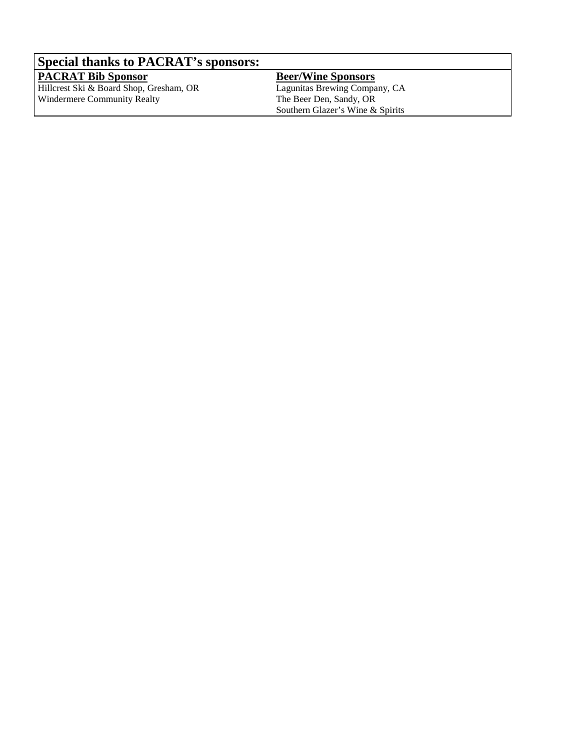## Special thanks to PACRAT's sponsors:

| **PACRAT Bib Sponsor** | **Beer/Wine Sponsors** |
|---|---|
| Hillcrest Ski & Board Shop, Gresham, OR | Lagunitas Brewing Company, CA |
| Windermere Community Realty | The Beer Den, Sandy, OR |
| | Southern Glazer's Wine & Spirits |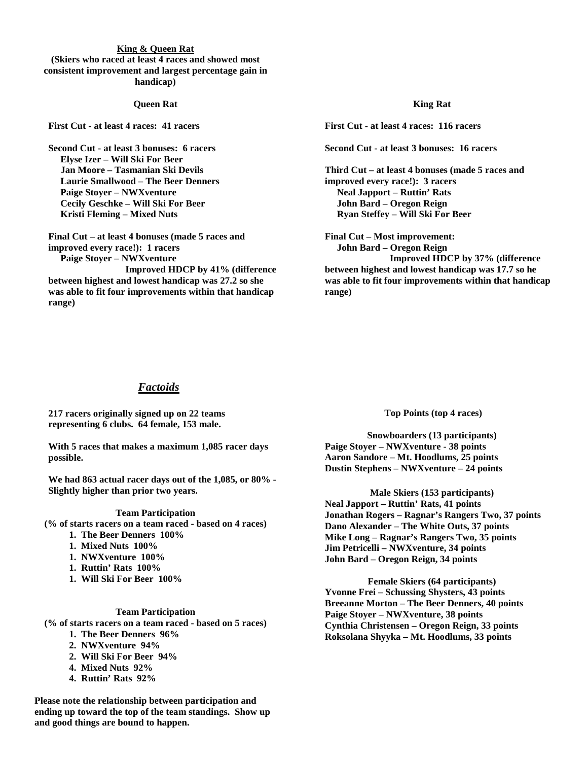**King & Queen Rat**

**(Skiers who raced at least 4 races and showed most consistent improvement and largest percentage gain in handicap)**

**Queen Rat**

**First Cut - at least 4 races: 41 racers**

**Second Cut - at least 3 bonuses: 6 racers**
- **Elyse Izer – Will Ski For Beer**
- **Jan Moore – Tasmanian Ski Devils**
- **Laurie Smallwood – The Beer Denners**
- **Paige Stoyer – NWXventure**
- **Cecily Geschke – Will Ski For Beer**
- **Kristi Fleming – Mixed Nuts**

**Final Cut – at least 4 bonuses (made 5 races and improved every race!): 1 racers**
- **Paige Stoyer – NWXventure**

**Improved HDCP by 41% (difference between highest and lowest handicap was 27.2 so she was able to fit four improvements within that handicap range)**

**King Rat**

**First Cut - at least 4 races: 116 racers**

**Second Cut - at least 3 bonuses: 16 racers**

**Third Cut – at least 4 bonuses (made 5 races and improved every race!): 3 racers**
- **Neal Japport – Ruttin' Rats**
- **John Bard – Oregon Reign**
- **Ryan Steffey – Will Ski For Beer**

**Final Cut – Most improvement:**
- **John Bard – Oregon Reign**

**Improved HDCP by 37% (difference between highest and lowest handicap was 17.7 so he was able to fit four improvements within that handicap range)**

## *Factoids*

**217 racers originally signed up on 22 teams representing 6 clubs. 64 female, 153 male.**

**With 5 races that makes a maximum 1,085 racer days possible.**

**We had 863 actual racer days out of the 1,085, or 80% - Slightly higher than prior two years.**

**Team Participation**
**(% of starts racers on a team raced - based on 4 races)**

1. **The Beer Denners 100%**
1. **Mixed Nuts 100%**
1. **NWXventure 100%**
1. **Ruttin' Rats 100%**
1. **Will Ski For Beer 100%**

**Team Participation**
**(% of starts racers on a team raced - based on 5 races)**

1. **The Beer Denners 96%**
2. **NWXventure 94%**
2. **Will Ski For Beer 94%**
4. **Mixed Nuts 92%**
4. **Ruttin' Rats 92%**

**Please note the relationship between participation and ending up toward the top of the team standings. Show up and good things are bound to happen.**

**Top Points (top 4 races)**

**Snowboarders (13 participants)**
**Paige Stoyer – NWXventure - 38 points**
**Aaron Sandore – Mt. Hoodlums, 25 points**
**Dustin Stephens – NWXventure – 24 points**

**Male Skiers (153 participants)**
**Neal Japport – Ruttin' Rats, 41 points**
**Jonathan Rogers – Ragnar's Rangers Two, 37 points**
**Dano Alexander – The White Outs, 37 points**
**Mike Long – Ragnar's Rangers Two, 35 points**
**Jim Petricelli – NWXventure, 34 points**
**John Bard – Oregon Reign, 34 points**

**Female Skiers (64 participants)**
**Yvonne Frei – Schussing Shysters, 43 points**
**Breeanne Morton – The Beer Denners, 40 points**
**Paige Stoyer – NWXventure, 38 points**
**Cynthia Christensen – Oregon Reign, 33 points**
**Roksolana Shyyka – Mt. Hoodlums, 33 points**